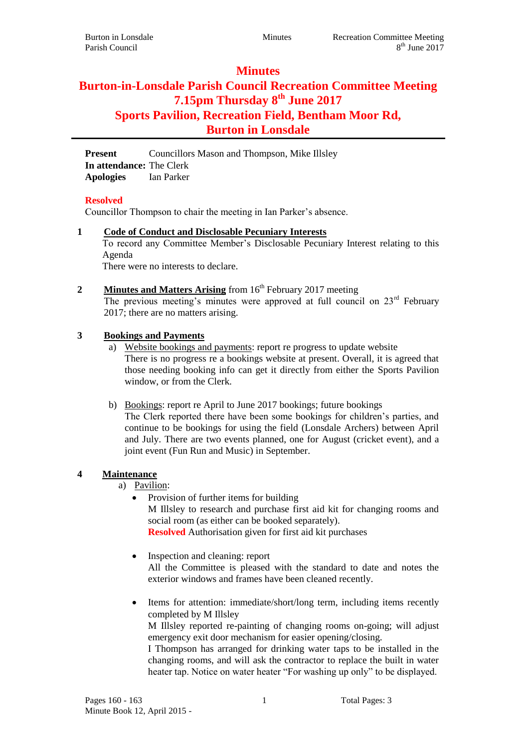# Minutes

# Burton-in-Lonsdale Parish Council Recreation Committee Meeting 7.15pm Thursday 8th June 2017 Sports Pavilion, Recreation Field, Bentham Moor Rd, Burton in Lonsdale

**Present** Councillors Mason and Thompson, Mike Illsley
**In attendance:** The Clerk
**Apologies** Ian Parker

**Resolved**
Councillor Thompson to chair the meeting in Ian Parker's absence.

**1 Code of Conduct and Disclosable Pecuniary Interests**

To record any Committee Member's Disclosable Pecuniary Interest relating to this Agenda

There were no interests to declare.

**2 Minutes and Matters Arising** from 16th February 2017 meeting

The previous meeting's minutes were approved at full council on 23rd February 2017; there are no matters arising.

**3 Bookings and Payments**

a) Website bookings and payments: report re progress to update website

There is no progress re a bookings website at present. Overall, it is agreed that those needing booking info can get it directly from either the Sports Pavilion window, or from the Clerk.

b) Bookings: report re April to June 2017 bookings; future bookings

The Clerk reported there have been some bookings for children's parties, and continue to be bookings for using the field (Lonsdale Archers) between April and July. There are two events planned, one for August (cricket event), and a joint event (Fun Run and Music) in September.

**4 Maintenance**

a) Pavilion:

- Provision of further items for building

  M Illsley to research and purchase first aid kit for changing rooms and social room (as either can be booked separately).

  **Resolved** Authorisation given for first aid kit purchases

- Inspection and cleaning: report

  All the Committee is pleased with the standard to date and notes the exterior windows and frames have been cleaned recently.

- Items for attention: immediate/short/long term, including items recently completed by M Illsley

  M Illsley reported re-painting of changing rooms on-going; will adjust emergency exit door mechanism for easier opening/closing.

  I Thompson has arranged for drinking water taps to be installed in the changing rooms, and will ask the contractor to replace the built in water heater tap. Notice on water heater "For washing up only" to be displayed.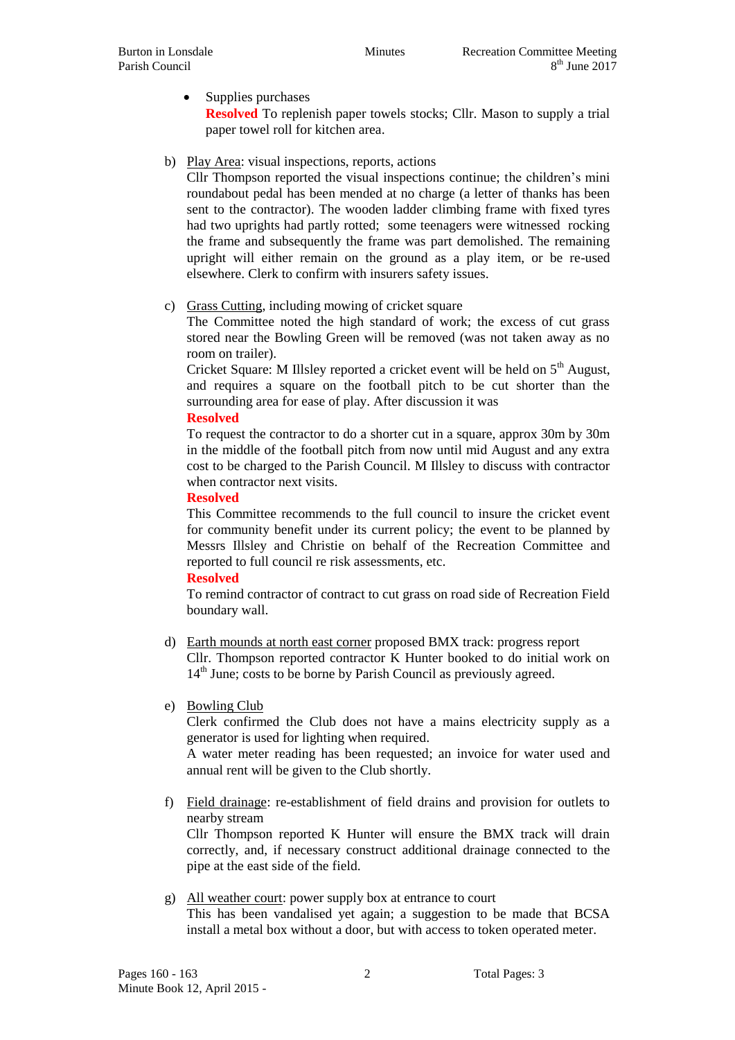- Supplies purchases
  **Resolved** To replenish paper towels stocks; Cllr. Mason to supply a trial paper towel roll for kitchen area.

b) Play Area: visual inspections, reports, actions
Cllr Thompson reported the visual inspections continue; the children's mini roundabout pedal has been mended at no charge (a letter of thanks has been sent to the contractor). The wooden ladder climbing frame with fixed tyres had two uprights had partly rotted; some teenagers were witnessed rocking the frame and subsequently the frame was part demolished. The remaining upright will either remain on the ground as a play item, or be re-used elsewhere. Clerk to confirm with insurers safety issues.

c) Grass Cutting, including mowing of cricket square
The Committee noted the high standard of work; the excess of cut grass stored near the Bowling Green will be removed (was not taken away as no room on trailer).
Cricket Square: M Illsley reported a cricket event will be held on 5th August, and requires a square on the football pitch to be cut shorter than the surrounding area for ease of play. After discussion it was
**Resolved**
To request the contractor to do a shorter cut in a square, approx 30m by 30m in the middle of the football pitch from now until mid August and any extra cost to be charged to the Parish Council. M Illsley to discuss with contractor when contractor next visits.
**Resolved**
This Committee recommends to the full council to insure the cricket event for community benefit under its current policy; the event to be planned by Messrs Illsley and Christie on behalf of the Recreation Committee and reported to full council re risk assessments, etc.
**Resolved**
To remind contractor of contract to cut grass on road side of Recreation Field boundary wall.

d) Earth mounds at north east corner proposed BMX track: progress report
Cllr. Thompson reported contractor K Hunter booked to do initial work on 14th June; costs to be borne by Parish Council as previously agreed.

e) Bowling Club
Clerk confirmed the Club does not have a mains electricity supply as a generator is used for lighting when required.
A water meter reading has been requested; an invoice for water used and annual rent will be given to the Club shortly.

f) Field drainage: re-establishment of field drains and provision for outlets to nearby stream
Cllr Thompson reported K Hunter will ensure the BMX track will drain correctly, and, if necessary construct additional drainage connected to the pipe at the east side of the field.

g) All weather court: power supply box at entrance to court
This has been vandalised yet again; a suggestion to be made that BCSA install a metal box without a door, but with access to token operated meter.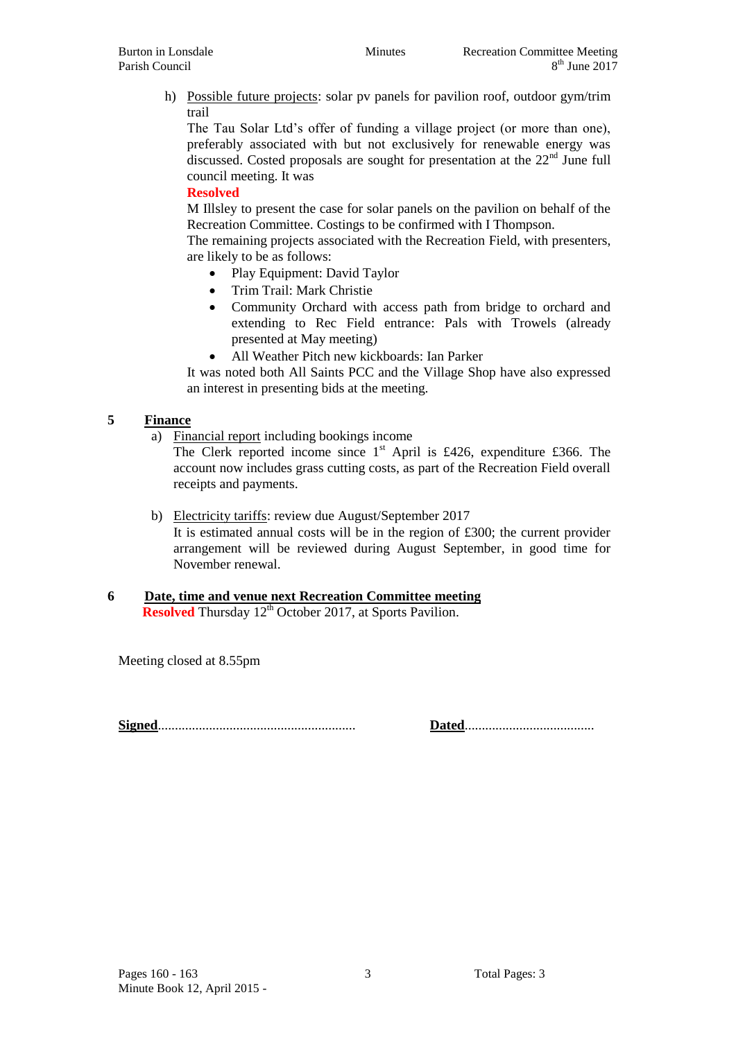h) Possible future projects: solar pv panels for pavilion roof, outdoor gym/trim trail

The Tau Solar Ltd's offer of funding a village project (or more than one), preferably associated with but not exclusively for renewable energy was discussed. Costed proposals are sought for presentation at the 22nd June full council meeting. It was

**Resolved**

M Illsley to present the case for solar panels on the pavilion on behalf of the Recreation Committee. Costings to be confirmed with I Thompson.

The remaining projects associated with the Recreation Field, with presenters, are likely to be as follows:

- Play Equipment: David Taylor
- Trim Trail: Mark Christie
- Community Orchard with access path from bridge to orchard and extending to Rec Field entrance: Pals with Trowels (already presented at May meeting)
- All Weather Pitch new kickboards: Ian Parker

It was noted both All Saints PCC and the Village Shop have also expressed an interest in presenting bids at the meeting.

## 5 Finance

a) Financial report including bookings income

The Clerk reported income since 1st April is £426, expenditure £366. The account now includes grass cutting costs, as part of the Recreation Field overall receipts and payments.

b) Electricity tariffs: review due August/September 2017

It is estimated annual costs will be in the region of £300; the current provider arrangement will be reviewed during August September, in good time for November renewal.

## 6 Date, time and venue next Recreation Committee meeting

**Resolved** Thursday 12th October 2017, at Sports Pavilion.

Meeting closed at 8.55pm

**Signed**.......................................................... **Dated**......................................

Pages 160 - 163

Minute Book 12, April 2015 -